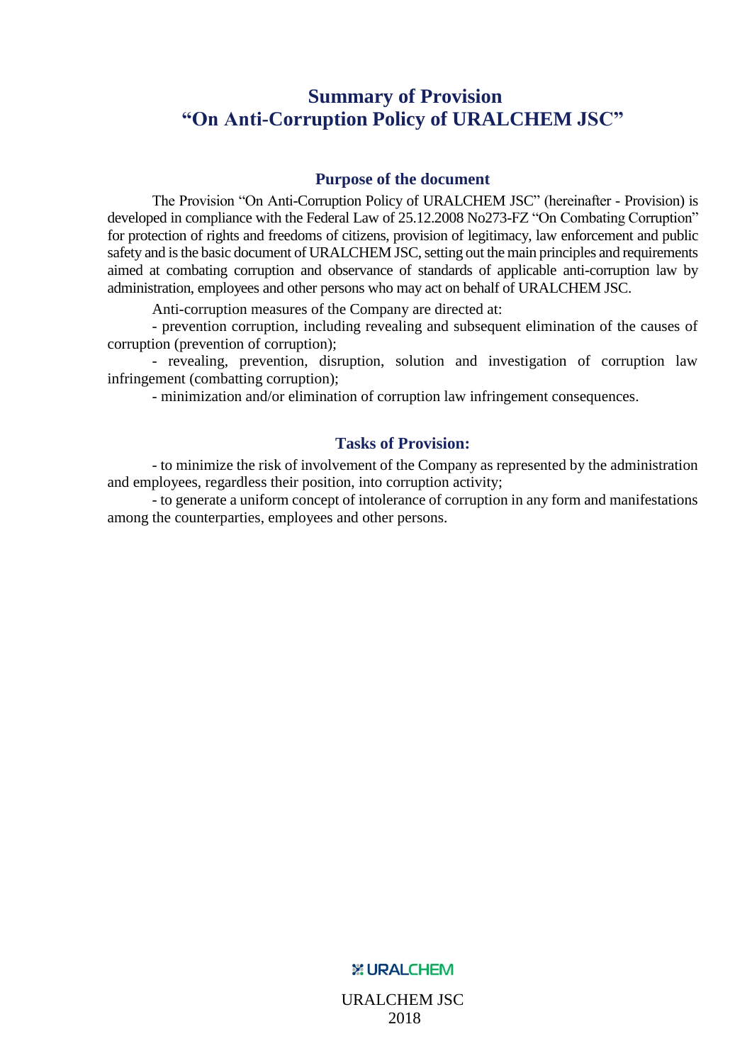# Summary of Provision
# "On Anti-Corruption Policy of URALCHEM JSC"

## Purpose of the document

The Provision "On Anti-Corruption Policy of URALCHEM JSC" (hereinafter - Provision) is developed in compliance with the Federal Law of 25.12.2008 No273-FZ "On Combating Corruption" for protection of rights and freedoms of citizens, provision of legitimacy, law enforcement and public safety and is the basic document of URALCHEM JSC, setting out the main principles and requirements aimed at combating corruption and observance of standards of applicable anti-corruption law by administration, employees and other persons who may act on behalf of URALCHEM JSC.

Anti-corruption measures of the Company are directed at:

- prevention corruption, including revealing and subsequent elimination of the causes of corruption (prevention of corruption);
- revealing, prevention, disruption, solution and investigation of corruption law infringement (combatting corruption);
- minimization and/or elimination of corruption law infringement consequences.

## Tasks of Provision:

- to minimize the risk of involvement of the Company as represented by the administration and employees, regardless their position, into corruption activity;
- to generate a uniform concept of intolerance of corruption in any form and manifestations among the counterparties, employees and other persons.

URALCHEM

URALCHEM JSC
2018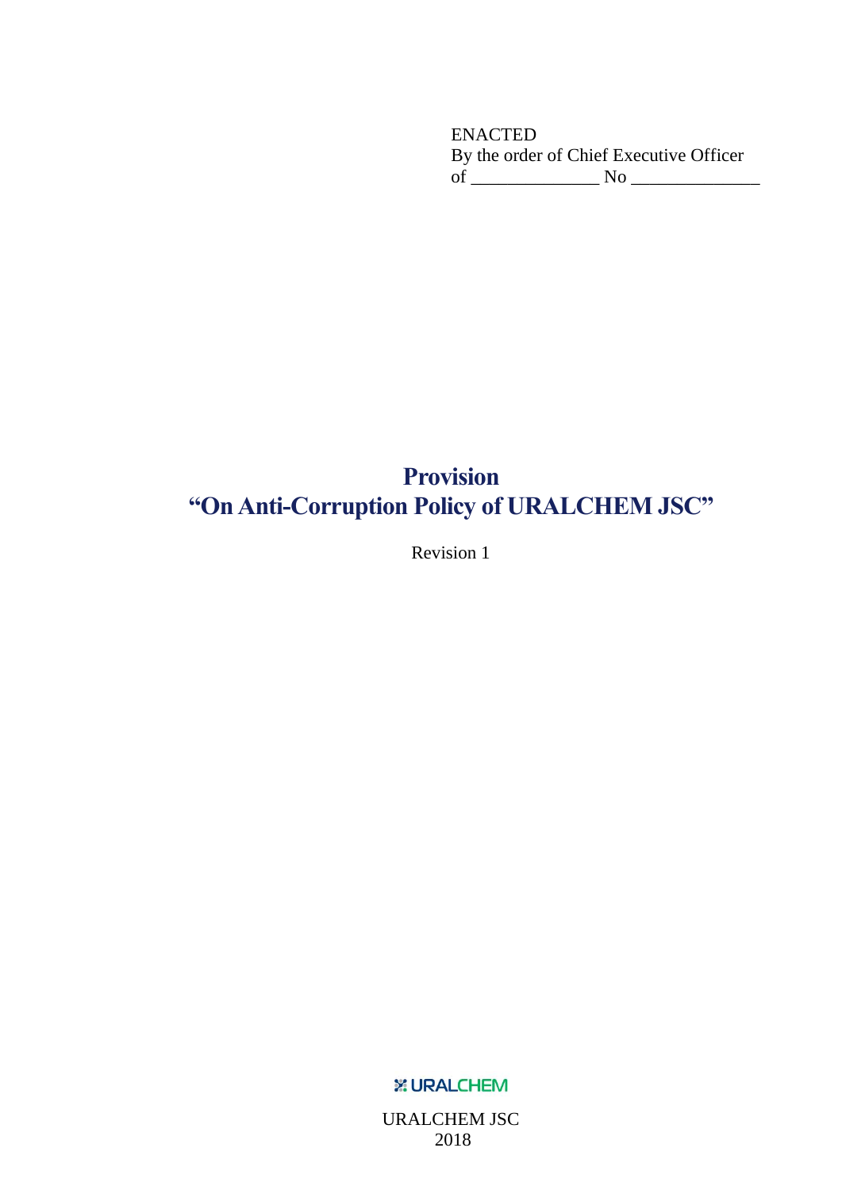ENACTED
By the order of Chief Executive Officer
of ______________ No ______________

# Provision
# "On Anti-Corruption Policy of URALCHEM JSC"

Revision 1

URALCHEM

URALCHEM JSC
2018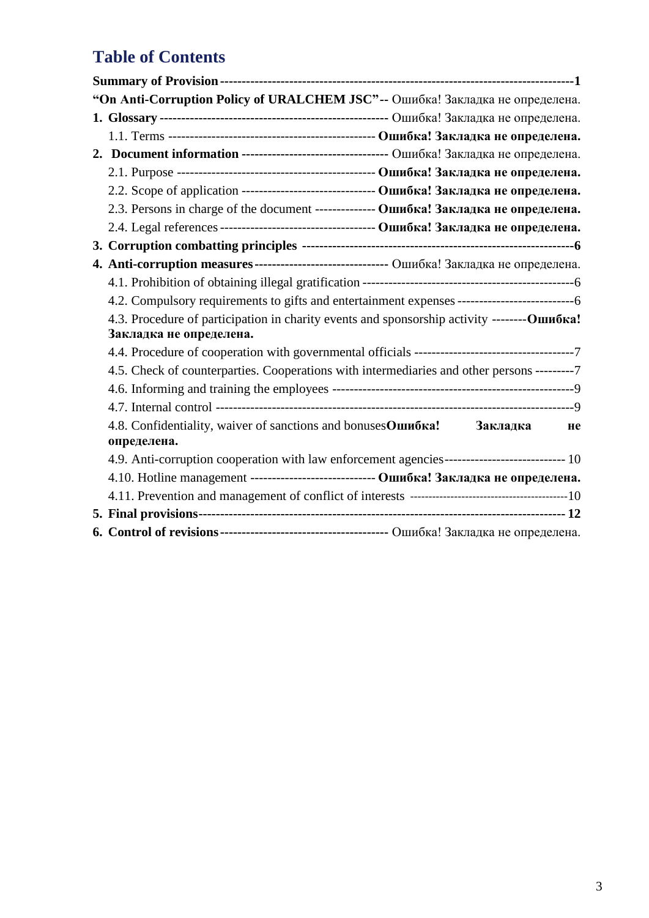## Table of Contents

**Summary of Provision** ---------------------------------------------------------------------------------1

**“On Anti-Corruption Policy of URALCHEM JSC”**-- Ошибка! Закладка не определена.

**1. Glossary** ---------------------------------------------------- Ошибка! Закладка не определена.

1.1. Terms ------------------------------------------------ **Ошибка! Закладка не определена.**

**2. Document information** --------------------------------- Ошибка! Закладка не определена.

2.1. Purpose --------------------------------------------- **Ошибка! Закладка не определена.**

2.2. Scope of application ------------------------------- **Ошибка! Закладка не определена.**

2.3. Persons in charge of the document -------------- **Ошибка! Закладка не определена.**

2.4. Legal references ------------------------------------ **Ошибка! Закладка не определена.**

**3. Corruption combatting principles** ---------------------------------------------------------------**6**

**4. Anti-corruption measures** ------------------------------- Ошибка! Закладка не определена.

4.1. Prohibition of obtaining illegal gratification -------------------------------------------------6

4.2. Compulsory requirements to gifts and entertainment expenses ---------------------------6

4.3. Procedure of participation in charity events and sponsorship activity --------**Ошибка! Закладка не определена.**

4.4. Procedure of cooperation with governmental officials -------------------------------------7

4.5. Check of counterparties. Cooperations with intermediaries and other persons ---------7

4.6. Informing and training the employees --------------------------------------------------------9

4.7. Internal control -------------------------------------------------------------------------------------9

4.8. Confidentiality, waiver of sanctions and bonuses**Ошибка! Закладка не определена.**

4.9. Anti-corruption cooperation with law enforcement agencies---------------------------- 10

4.10. Hotline management ----------------------------- **Ошибка! Закладка не определена.**

4.11. Prevention and management of conflict of interests ------------------------------------------10

**5. Final provisions**------------------------------------------------------------------------------------ **12**

**6. Control of revisions** -------------------------------------- Ошибка! Закладка не определена.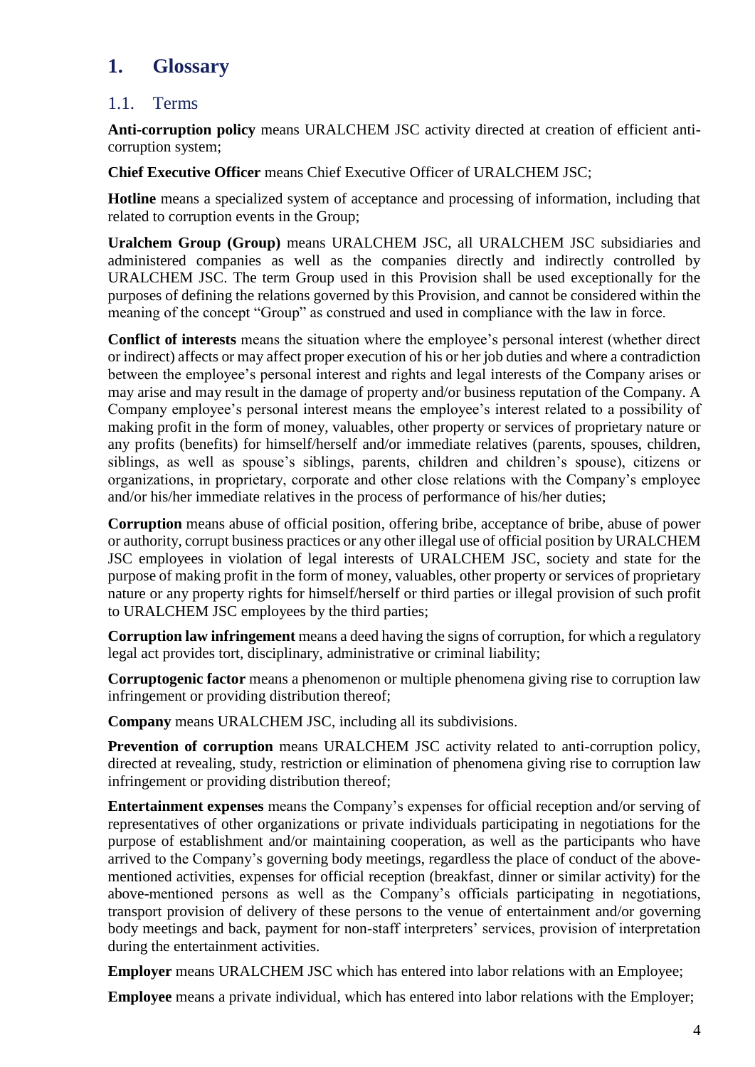# 1. Glossary

## 1.1. Terms

**Anti-corruption policy** means URALCHEM JSC activity directed at creation of efficient anti-corruption system;

**Chief Executive Officer** means Chief Executive Officer of URALCHEM JSC;

**Hotline** means a specialized system of acceptance and processing of information, including that related to corruption events in the Group;

**Uralchem Group (Group)** means URALCHEM JSC, all URALCHEM JSC subsidiaries and administered companies as well as the companies directly and indirectly controlled by URALCHEM JSC. The term Group used in this Provision shall be used exceptionally for the purposes of defining the relations governed by this Provision, and cannot be considered within the meaning of the concept "Group" as construed and used in compliance with the law in force.

**Conflict of interests** means the situation where the employee's personal interest (whether direct or indirect) affects or may affect proper execution of his or her job duties and where a contradiction between the employee's personal interest and rights and legal interests of the Company arises or may arise and may result in the damage of property and/or business reputation of the Company. A Company employee's personal interest means the employee's interest related to a possibility of making profit in the form of money, valuables, other property or services of proprietary nature or any profits (benefits) for himself/herself and/or immediate relatives (parents, spouses, children, siblings, as well as spouse's siblings, parents, children and children's spouse), citizens or organizations, in proprietary, corporate and other close relations with the Company's employee and/or his/her immediate relatives in the process of performance of his/her duties;

**Corruption** means abuse of official position, offering bribe, acceptance of bribe, abuse of power or authority, corrupt business practices or any other illegal use of official position by URALCHEM JSC employees in violation of legal interests of URALCHEM JSC, society and state for the purpose of making profit in the form of money, valuables, other property or services of proprietary nature or any property rights for himself/herself or third parties or illegal provision of such profit to URALCHEM JSC employees by the third parties;

**Corruption law infringement** means a deed having the signs of corruption, for which a regulatory legal act provides tort, disciplinary, administrative or criminal liability;

**Corruptogenic factor** means a phenomenon or multiple phenomena giving rise to corruption law infringement or providing distribution thereof;

**Company** means URALCHEM JSC, including all its subdivisions.

**Prevention of corruption** means URALCHEM JSC activity related to anti-corruption policy, directed at revealing, study, restriction or elimination of phenomena giving rise to corruption law infringement or providing distribution thereof;

**Entertainment expenses** means the Company's expenses for official reception and/or serving of representatives of other organizations or private individuals participating in negotiations for the purpose of establishment and/or maintaining cooperation, as well as the participants who have arrived to the Company's governing body meetings, regardless the place of conduct of the above-mentioned activities, expenses for official reception (breakfast, dinner or similar activity) for the above-mentioned persons as well as the Company's officials participating in negotiations, transport provision of delivery of these persons to the venue of entertainment and/or governing body meetings and back, payment for non-staff interpreters' services, provision of interpretation during the entertainment activities.

**Employer** means URALCHEM JSC which has entered into labor relations with an Employee;

**Employee** means a private individual, which has entered into labor relations with the Employer;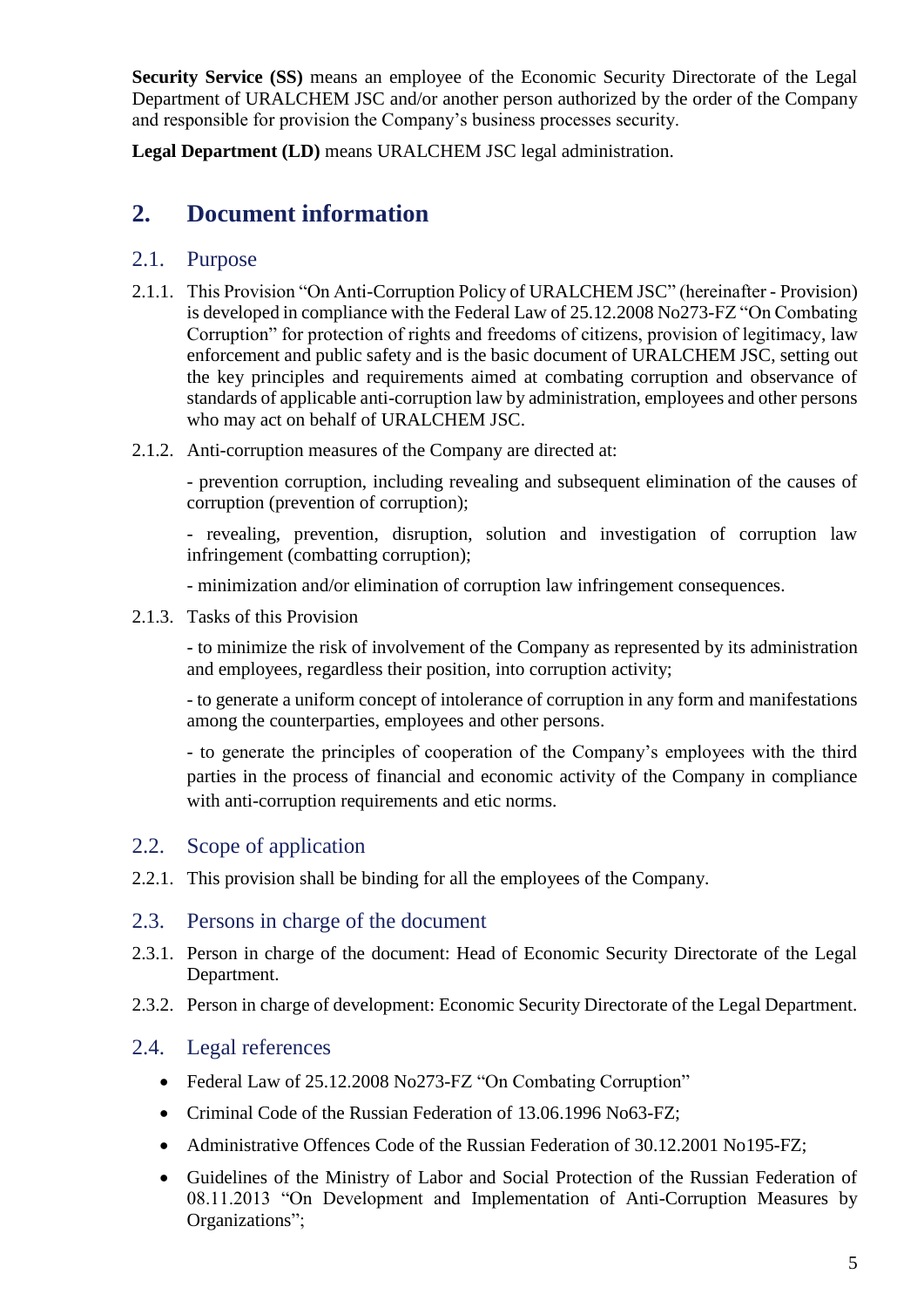**Security Service (SS)** means an employee of the Economic Security Directorate of the Legal Department of URALCHEM JSC and/or another person authorized by the order of the Company and responsible for provision the Company's business processes security.

**Legal Department (LD)** means URALCHEM JSC legal administration.

## 2. Document information

### 2.1. Purpose

2.1.1. This Provision "On Anti-Corruption Policy of URALCHEM JSC" (hereinafter - Provision) is developed in compliance with the Federal Law of 25.12.2008 No273-FZ "On Combating Corruption" for protection of rights and freedoms of citizens, provision of legitimacy, law enforcement and public safety and is the basic document of URALCHEM JSC, setting out the key principles and requirements aimed at combating corruption and observance of standards of applicable anti-corruption law by administration, employees and other persons who may act on behalf of URALCHEM JSC.

2.1.2. Anti-corruption measures of the Company are directed at:

- prevention corruption, including revealing and subsequent elimination of the causes of corruption (prevention of corruption);

- revealing, prevention, disruption, solution and investigation of corruption law infringement (combatting corruption);

- minimization and/or elimination of corruption law infringement consequences.

2.1.3. Tasks of this Provision

- to minimize the risk of involvement of the Company as represented by its administration and employees, regardless their position, into corruption activity;

- to generate a uniform concept of intolerance of corruption in any form and manifestations among the counterparties, employees and other persons.

- to generate the principles of cooperation of the Company's employees with the third parties in the process of financial and economic activity of the Company in compliance with anti-corruption requirements and etic norms.

### 2.2. Scope of application

2.2.1. This provision shall be binding for all the employees of the Company.

### 2.3. Persons in charge of the document

2.3.1. Person in charge of the document: Head of Economic Security Directorate of the Legal Department.

2.3.2. Person in charge of development: Economic Security Directorate of the Legal Department.

### 2.4. Legal references

- Federal Law of 25.12.2008 No273-FZ "On Combating Corruption"
- Criminal Code of the Russian Federation of 13.06.1996 No63-FZ;
- Administrative Offences Code of the Russian Federation of 30.12.2001 No195-FZ;
- Guidelines of the Ministry of Labor and Social Protection of the Russian Federation of 08.11.2013 "On Development and Implementation of Anti-Corruption Measures by Organizations";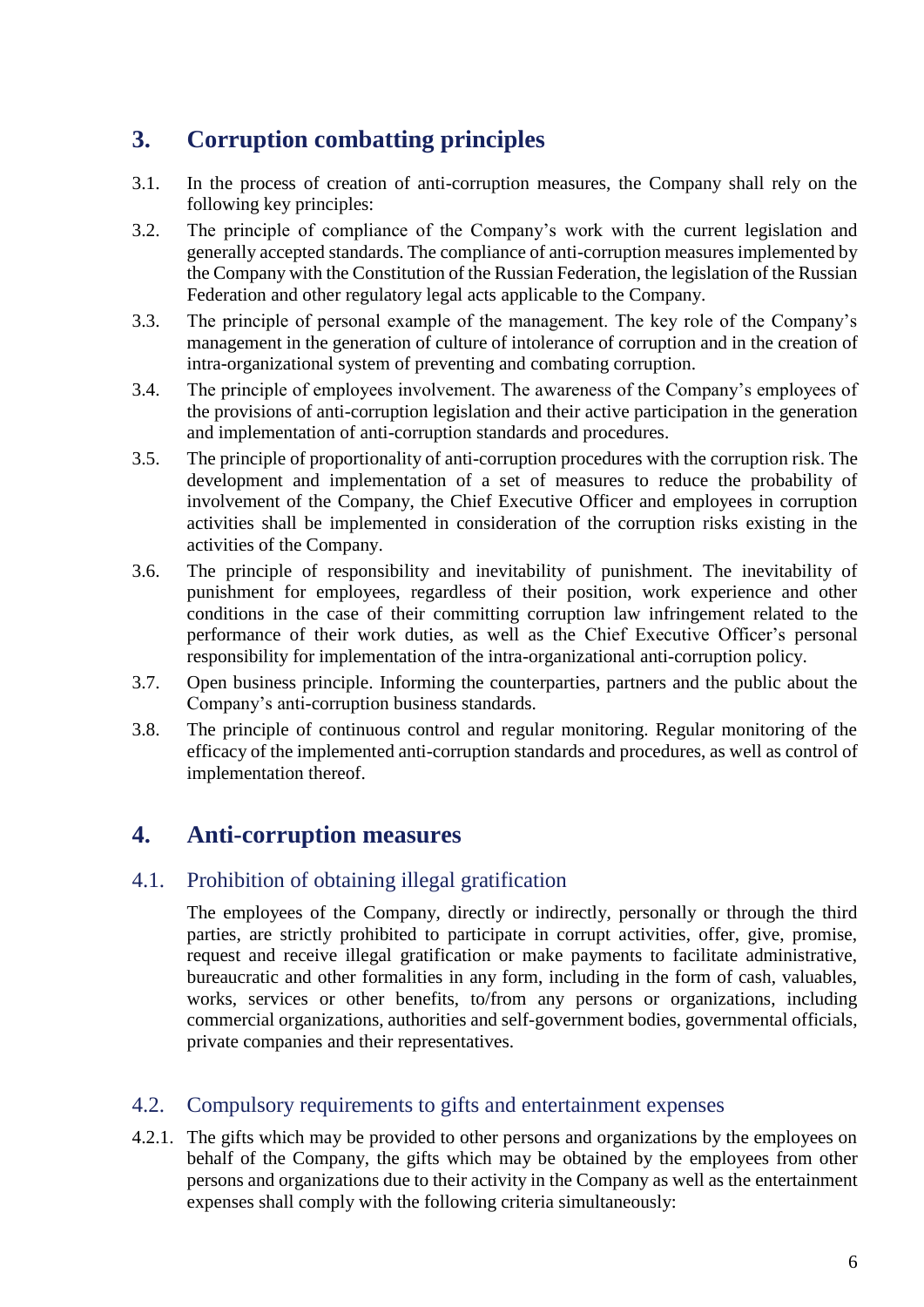## 3. Corruption combatting principles

3.1. In the process of creation of anti-corruption measures, the Company shall rely on the following key principles:

3.2. The principle of compliance of the Company's work with the current legislation and generally accepted standards. The compliance of anti-corruption measures implemented by the Company with the Constitution of the Russian Federation, the legislation of the Russian Federation and other regulatory legal acts applicable to the Company.

3.3. The principle of personal example of the management. The key role of the Company's management in the generation of culture of intolerance of corruption and in the creation of intra-organizational system of preventing and combating corruption.

3.4. The principle of employees involvement. The awareness of the Company's employees of the provisions of anti-corruption legislation and their active participation in the generation and implementation of anti-corruption standards and procedures.

3.5. The principle of proportionality of anti-corruption procedures with the corruption risk. The development and implementation of a set of measures to reduce the probability of involvement of the Company, the Chief Executive Officer and employees in corruption activities shall be implemented in consideration of the corruption risks existing in the activities of the Company.

3.6. The principle of responsibility and inevitability of punishment. The inevitability of punishment for employees, regardless of their position, work experience and other conditions in the case of their committing corruption law infringement related to the performance of their work duties, as well as the Chief Executive Officer's personal responsibility for implementation of the intra-organizational anti-corruption policy.

3.7. Open business principle. Informing the counterparties, partners and the public about the Company's anti-corruption business standards.

3.8. The principle of continuous control and regular monitoring. Regular monitoring of the efficacy of the implemented anti-corruption standards and procedures, as well as control of implementation thereof.

## 4. Anti-corruption measures

### 4.1. Prohibition of obtaining illegal gratification

The employees of the Company, directly or indirectly, personally or through the third parties, are strictly prohibited to participate in corrupt activities, offer, give, promise, request and receive illegal gratification or make payments to facilitate administrative, bureaucratic and other formalities in any form, including in the form of cash, valuables, works, services or other benefits, to/from any persons or organizations, including commercial organizations, authorities and self-government bodies, governmental officials, private companies and their representatives.

### 4.2. Compulsory requirements to gifts and entertainment expenses

4.2.1. The gifts which may be provided to other persons and organizations by the employees on behalf of the Company, the gifts which may be obtained by the employees from other persons and organizations due to their activity in the Company as well as the entertainment expenses shall comply with the following criteria simultaneously: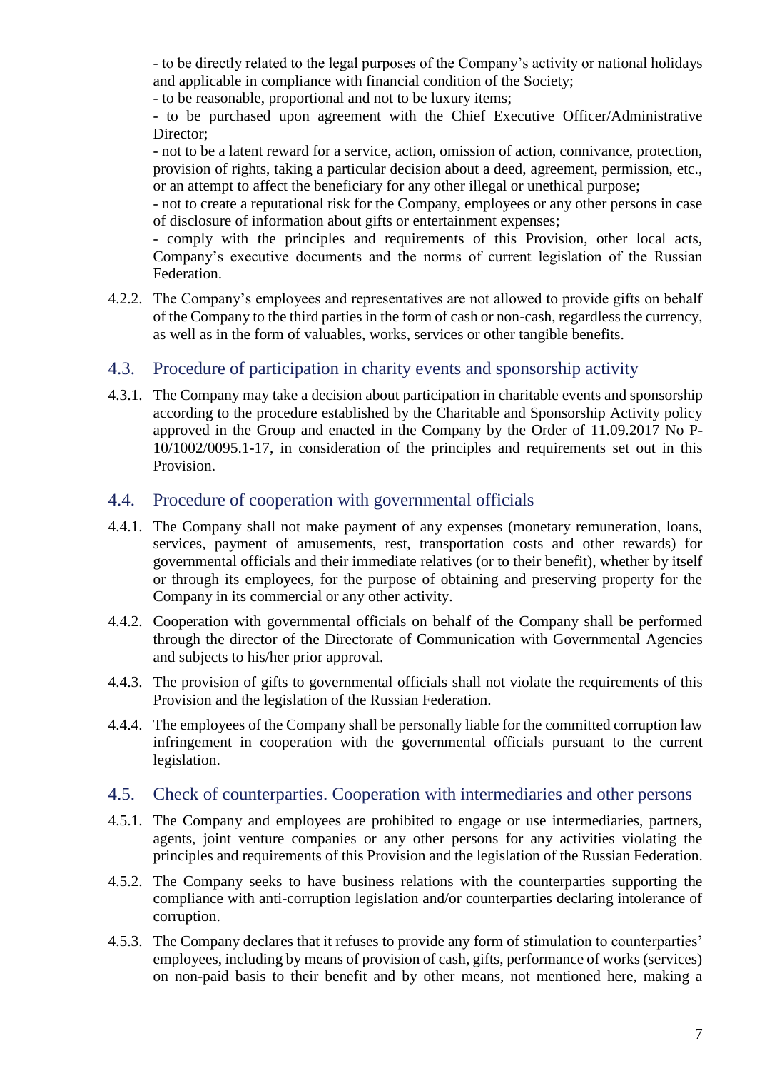- to be directly related to the legal purposes of the Company's activity or national holidays and applicable in compliance with financial condition of the Society;
- to be reasonable, proportional and not to be luxury items;
- to be purchased upon agreement with the Chief Executive Officer/Administrative Director;
- not to be a latent reward for a service, action, omission of action, connivance, protection, provision of rights, taking a particular decision about a deed, agreement, permission, etc., or an attempt to affect the beneficiary for any other illegal or unethical purpose;
- not to create a reputational risk for the Company, employees or any other persons in case of disclosure of information about gifts or entertainment expenses;
- comply with the principles and requirements of this Provision, other local acts, Company's executive documents and the norms of current legislation of the Russian Federation.

4.2.2. The Company's employees and representatives are not allowed to provide gifts on behalf of the Company to the third parties in the form of cash or non-cash, regardless the currency, as well as in the form of valuables, works, services or other tangible benefits.

## 4.3. Procedure of participation in charity events and sponsorship activity

4.3.1. The Company may take a decision about participation in charitable events and sponsorship according to the procedure established by the Charitable and Sponsorship Activity policy approved in the Group and enacted in the Company by the Order of 11.09.2017 No P-10/1002/0095.1-17, in consideration of the principles and requirements set out in this Provision.

## 4.4. Procedure of cooperation with governmental officials

4.4.1. The Company shall not make payment of any expenses (monetary remuneration, loans, services, payment of amusements, rest, transportation costs and other rewards) for governmental officials and their immediate relatives (or to their benefit), whether by itself or through its employees, for the purpose of obtaining and preserving property for the Company in its commercial or any other activity.

4.4.2. Cooperation with governmental officials on behalf of the Company shall be performed through the director of the Directorate of Communication with Governmental Agencies and subjects to his/her prior approval.

4.4.3. The provision of gifts to governmental officials shall not violate the requirements of this Provision and the legislation of the Russian Federation.

4.4.4. The employees of the Company shall be personally liable for the committed corruption law infringement in cooperation with the governmental officials pursuant to the current legislation.

## 4.5. Check of counterparties. Cooperation with intermediaries and other persons

4.5.1. The Company and employees are prohibited to engage or use intermediaries, partners, agents, joint venture companies or any other persons for any activities violating the principles and requirements of this Provision and the legislation of the Russian Federation.

4.5.2. The Company seeks to have business relations with the counterparties supporting the compliance with anti-corruption legislation and/or counterparties declaring intolerance of corruption.

4.5.3. The Company declares that it refuses to provide any form of stimulation to counterparties' employees, including by means of provision of cash, gifts, performance of works (services) on non-paid basis to their benefit and by other means, not mentioned here, making a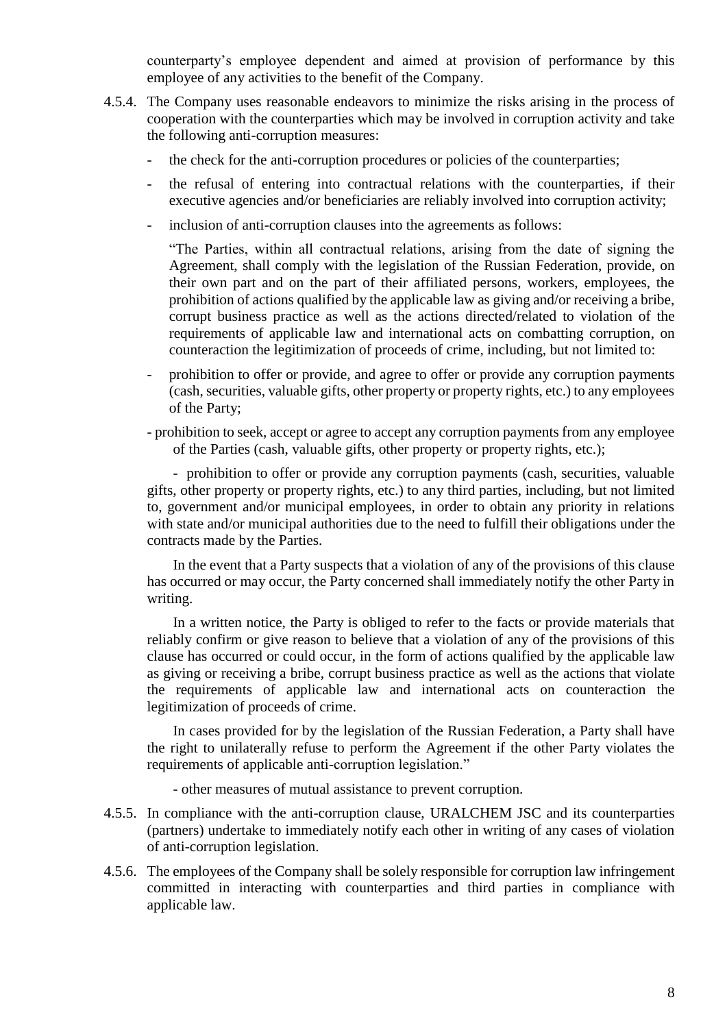counterparty's employee dependent and aimed at provision of performance by this employee of any activities to the benefit of the Company.

4.5.4. The Company uses reasonable endeavors to minimize the risks arising in the process of cooperation with the counterparties which may be involved in corruption activity and take the following anti-corruption measures:

- the check for the anti-corruption procedures or policies of the counterparties;
- the refusal of entering into contractual relations with the counterparties, if their executive agencies and/or beneficiaries are reliably involved into corruption activity;
- inclusion of anti-corruption clauses into the agreements as follows:

"The Parties, within all contractual relations, arising from the date of signing the Agreement, shall comply with the legislation of the Russian Federation, provide, on their own part and on the part of their affiliated persons, workers, employees, the prohibition of actions qualified by the applicable law as giving and/or receiving a bribe, corrupt business practice as well as the actions directed/related to violation of the requirements of applicable law and international acts on combatting corruption, on counteraction the legitimization of proceeds of crime, including, but not limited to:

- prohibition to offer or provide, and agree to offer or provide any corruption payments (cash, securities, valuable gifts, other property or property rights, etc.) to any employees of the Party;
- prohibition to seek, accept or agree to accept any corruption payments from any employee of the Parties (cash, valuable gifts, other property or property rights, etc.);
- prohibition to offer or provide any corruption payments (cash, securities, valuable gifts, other property or property rights, etc.) to any third parties, including, but not limited to, government and/or municipal employees, in order to obtain any priority in relations with state and/or municipal authorities due to the need to fulfill their obligations under the contracts made by the Parties.

In the event that a Party suspects that a violation of any of the provisions of this clause has occurred or may occur, the Party concerned shall immediately notify the other Party in writing.

In a written notice, the Party is obliged to refer to the facts or provide materials that reliably confirm or give reason to believe that a violation of any of the provisions of this clause has occurred or could occur, in the form of actions qualified by the applicable law as giving or receiving a bribe, corrupt business practice as well as the actions that violate the requirements of applicable law and international acts on counteraction the legitimization of proceeds of crime.

In cases provided for by the legislation of the Russian Federation, a Party shall have the right to unilaterally refuse to perform the Agreement if the other Party violates the requirements of applicable anti-corruption legislation."

- other measures of mutual assistance to prevent corruption.

4.5.5. In compliance with the anti-corruption clause, URALCHEM JSC and its counterparties (partners) undertake to immediately notify each other in writing of any cases of violation of anti-corruption legislation.

4.5.6. The employees of the Company shall be solely responsible for corruption law infringement committed in interacting with counterparties and third parties in compliance with applicable law.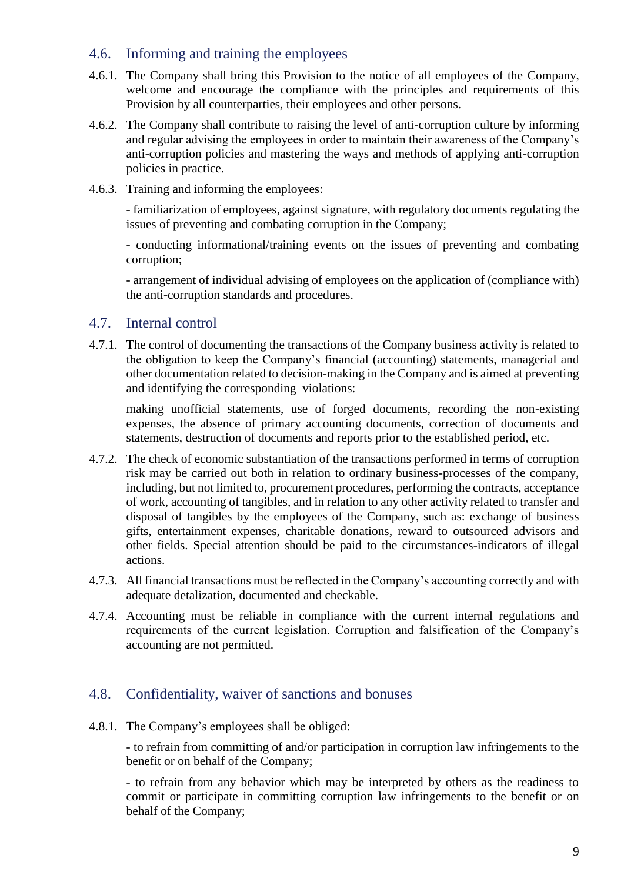## 4.6. Informing and training the employees

4.6.1. The Company shall bring this Provision to the notice of all employees of the Company, welcome and encourage the compliance with the principles and requirements of this Provision by all counterparties, their employees and other persons.

4.6.2. The Company shall contribute to raising the level of anti-corruption culture by informing and regular advising the employees in order to maintain their awareness of the Company's anti-corruption policies and mastering the ways and methods of applying anti-corruption policies in practice.

4.6.3. Training and informing the employees:

- familiarization of employees, against signature, with regulatory documents regulating the issues of preventing and combating corruption in the Company;

- conducting informational/training events on the issues of preventing and combating corruption;

- arrangement of individual advising of employees on the application of (compliance with) the anti-corruption standards and procedures.

## 4.7. Internal control

4.7.1. The control of documenting the transactions of the Company business activity is related to the obligation to keep the Company's financial (accounting) statements, managerial and other documentation related to decision-making in the Company and is aimed at preventing and identifying the corresponding violations:

making unofficial statements, use of forged documents, recording the non-existing expenses, the absence of primary accounting documents, correction of documents and statements, destruction of documents and reports prior to the established period, etc.

4.7.2. The check of economic substantiation of the transactions performed in terms of corruption risk may be carried out both in relation to ordinary business-processes of the company, including, but not limited to, procurement procedures, performing the contracts, acceptance of work, accounting of tangibles, and in relation to any other activity related to transfer and disposal of tangibles by the employees of the Company, such as: exchange of business gifts, entertainment expenses, charitable donations, reward to outsourced advisors and other fields. Special attention should be paid to the circumstances-indicators of illegal actions.

4.7.3. All financial transactions must be reflected in the Company's accounting correctly and with adequate detalization, documented and checkable.

4.7.4. Accounting must be reliable in compliance with the current internal regulations and requirements of the current legislation. Corruption and falsification of the Company's accounting are not permitted.

## 4.8. Confidentiality, waiver of sanctions and bonuses

4.8.1. The Company's employees shall be obliged:

- to refrain from committing of and/or participation in corruption law infringements to the benefit or on behalf of the Company;

- to refrain from any behavior which may be interpreted by others as the readiness to commit or participate in committing corruption law infringements to the benefit or on behalf of the Company;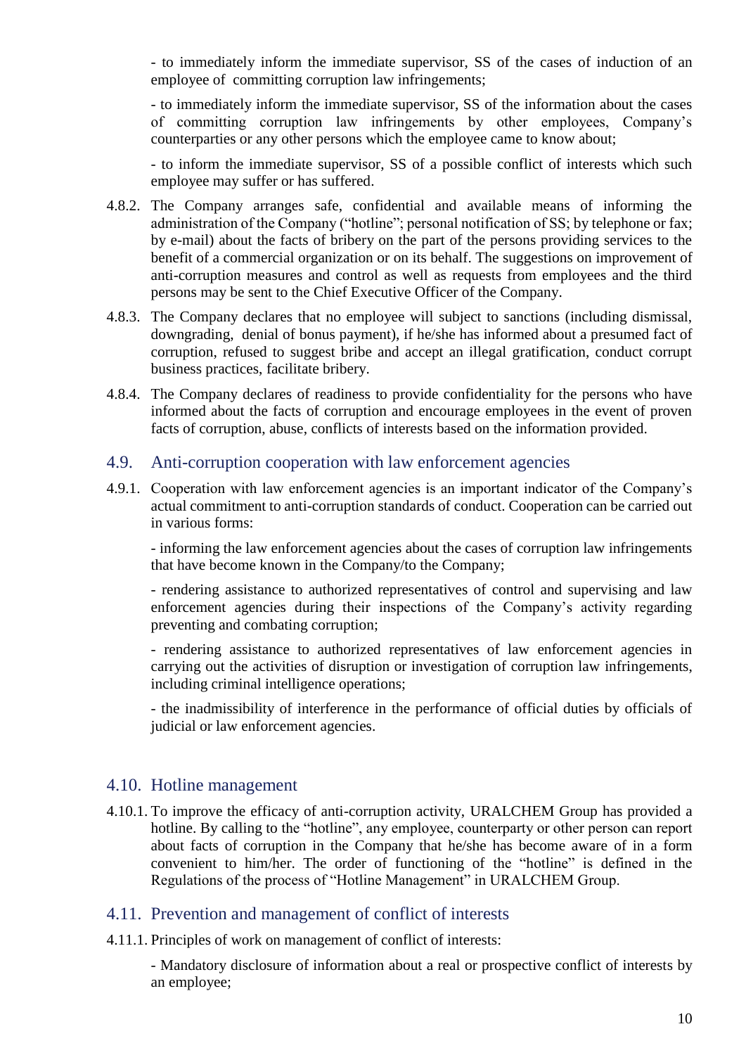- to immediately inform the immediate supervisor, SS of the cases of induction of an employee of committing corruption law infringements;

- to immediately inform the immediate supervisor, SS of the information about the cases of committing corruption law infringements by other employees, Company's counterparties or any other persons which the employee came to know about;

- to inform the immediate supervisor, SS of a possible conflict of interests which such employee may suffer or has suffered.

4.8.2. The Company arranges safe, confidential and available means of informing the administration of the Company ("hotline"; personal notification of SS; by telephone or fax; by e-mail) about the facts of bribery on the part of the persons providing services to the benefit of a commercial organization or on its behalf. The suggestions on improvement of anti-corruption measures and control as well as requests from employees and the third persons may be sent to the Chief Executive Officer of the Company.

4.8.3. The Company declares that no employee will subject to sanctions (including dismissal, downgrading, denial of bonus payment), if he/she has informed about a presumed fact of corruption, refused to suggest bribe and accept an illegal gratification, conduct corrupt business practices, facilitate bribery.

4.8.4. The Company declares of readiness to provide confidentiality for the persons who have informed about the facts of corruption and encourage employees in the event of proven facts of corruption, abuse, conflicts of interests based on the information provided.

## 4.9. Anti-corruption cooperation with law enforcement agencies

4.9.1. Cooperation with law enforcement agencies is an important indicator of the Company's actual commitment to anti-corruption standards of conduct. Cooperation can be carried out in various forms:

- informing the law enforcement agencies about the cases of corruption law infringements that have become known in the Company/to the Company;

- rendering assistance to authorized representatives of control and supervising and law enforcement agencies during their inspections of the Company's activity regarding preventing and combating corruption;

- rendering assistance to authorized representatives of law enforcement agencies in carrying out the activities of disruption or investigation of corruption law infringements, including criminal intelligence operations;

- the inadmissibility of interference in the performance of official duties by officials of judicial or law enforcement agencies.

## 4.10. Hotline management

4.10.1. To improve the efficacy of anti-corruption activity, URALCHEM Group has provided a hotline. By calling to the "hotline", any employee, counterparty or other person can report about facts of corruption in the Company that he/she has become aware of in a form convenient to him/her. The order of functioning of the "hotline" is defined in the Regulations of the process of "Hotline Management" in URALCHEM Group.

## 4.11. Prevention and management of conflict of interests

4.11.1. Principles of work on management of conflict of interests:

- Mandatory disclosure of information about a real or prospective conflict of interests by an employee;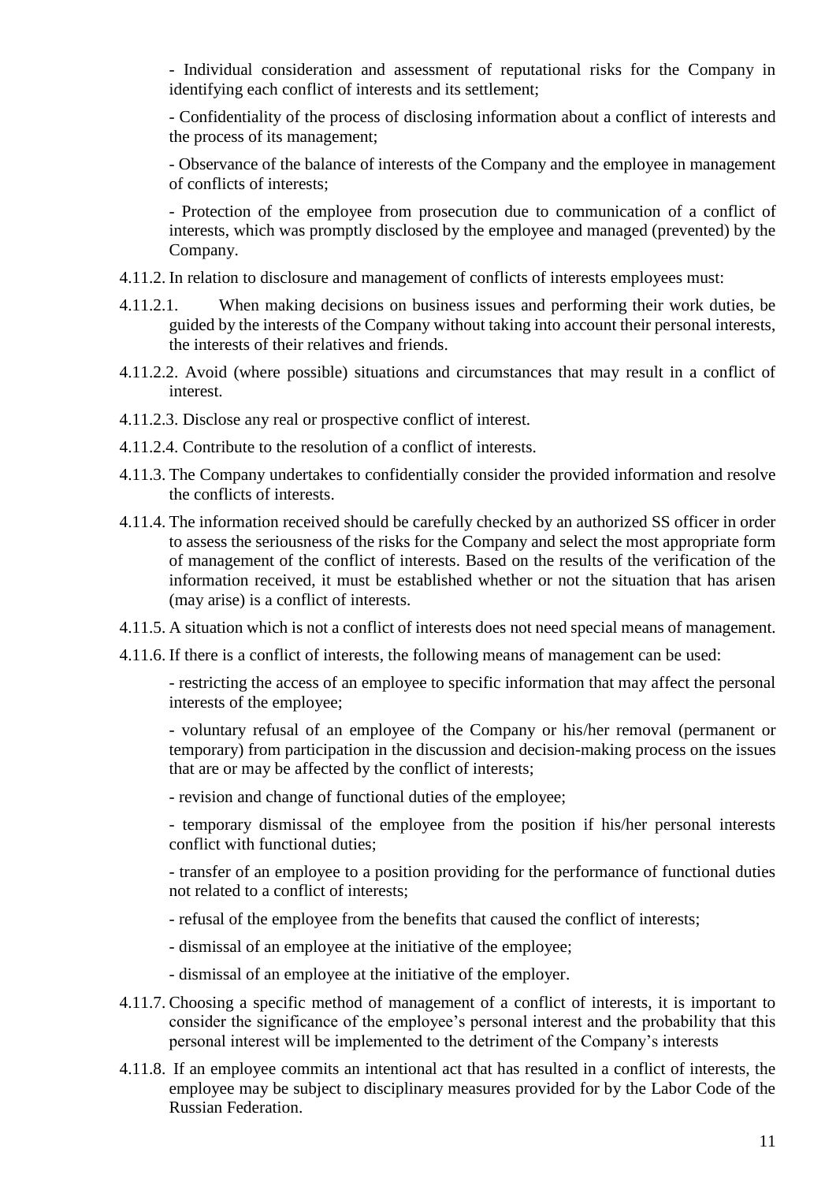- Individual consideration and assessment of reputational risks for the Company in identifying each conflict of interests and its settlement;

- Confidentiality of the process of disclosing information about a conflict of interests and the process of its management;

- Observance of the balance of interests of the Company and the employee in management of conflicts of interests;

- Protection of the employee from prosecution due to communication of a conflict of interests, which was promptly disclosed by the employee and managed (prevented) by the Company.

4.11.2. In relation to disclosure and management of conflicts of interests employees must:

4.11.2.1. When making decisions on business issues and performing their work duties, be guided by the interests of the Company without taking into account their personal interests, the interests of their relatives and friends.

4.11.2.2. Avoid (where possible) situations and circumstances that may result in a conflict of interest.

4.11.2.3. Disclose any real or prospective conflict of interest.

4.11.2.4. Contribute to the resolution of a conflict of interests.

4.11.3. The Company undertakes to confidentially consider the provided information and resolve the conflicts of interests.

4.11.4. The information received should be carefully checked by an authorized SS officer in order to assess the seriousness of the risks for the Company and select the most appropriate form of management of the conflict of interests. Based on the results of the verification of the information received, it must be established whether or not the situation that has arisen (may arise) is a conflict of interests.

4.11.5. A situation which is not a conflict of interests does not need special means of management.

4.11.6. If there is a conflict of interests, the following means of management can be used:

- restricting the access of an employee to specific information that may affect the personal interests of the employee;

- voluntary refusal of an employee of the Company or his/her removal (permanent or temporary) from participation in the discussion and decision-making process on the issues that are or may be affected by the conflict of interests;

- revision and change of functional duties of the employee;

- temporary dismissal of the employee from the position if his/her personal interests conflict with functional duties;

- transfer of an employee to a position providing for the performance of functional duties not related to a conflict of interests;

- refusal of the employee from the benefits that caused the conflict of interests;

- dismissal of an employee at the initiative of the employee;

- dismissal of an employee at the initiative of the employer.

4.11.7. Choosing a specific method of management of a conflict of interests, it is important to consider the significance of the employee's personal interest and the probability that this personal interest will be implemented to the detriment of the Company's interests

4.11.8. If an employee commits an intentional act that has resulted in a conflict of interests, the employee may be subject to disciplinary measures provided for by the Labor Code of the Russian Federation.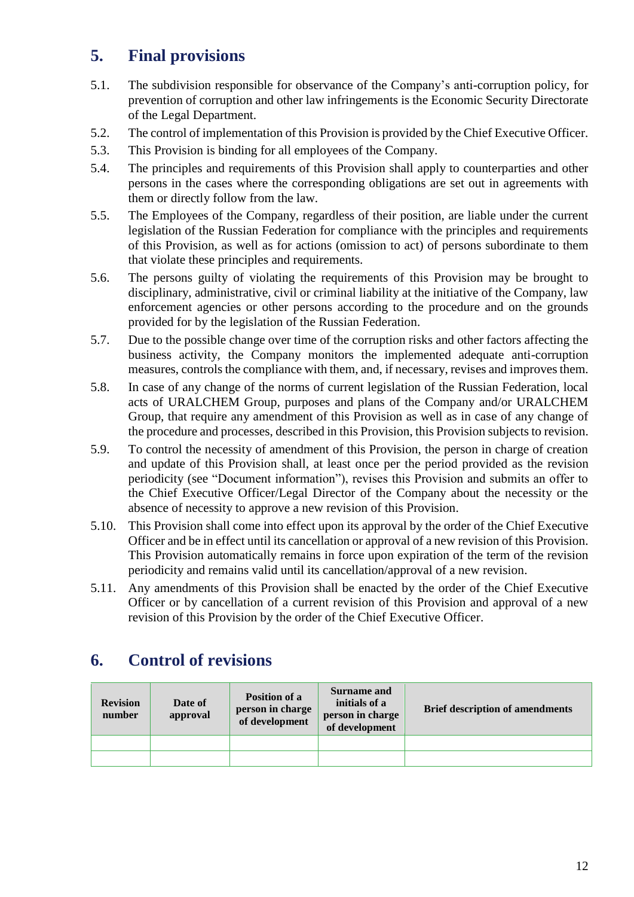## 5. Final provisions

5.1. The subdivision responsible for observance of the Company's anti-corruption policy, for prevention of corruption and other law infringements is the Economic Security Directorate of the Legal Department.

5.2. The control of implementation of this Provision is provided by the Chief Executive Officer.

5.3. This Provision is binding for all employees of the Company.

5.4. The principles and requirements of this Provision shall apply to counterparties and other persons in the cases where the corresponding obligations are set out in agreements with them or directly follow from the law.

5.5. The Employees of the Company, regardless of their position, are liable under the current legislation of the Russian Federation for compliance with the principles and requirements of this Provision, as well as for actions (omission to act) of persons subordinate to them that violate these principles and requirements.

5.6. The persons guilty of violating the requirements of this Provision may be brought to disciplinary, administrative, civil or criminal liability at the initiative of the Company, law enforcement agencies or other persons according to the procedure and on the grounds provided for by the legislation of the Russian Federation.

5.7. Due to the possible change over time of the corruption risks and other factors affecting the business activity, the Company monitors the implemented adequate anti-corruption measures, controls the compliance with them, and, if necessary, revises and improves them.

5.8. In case of any change of the norms of current legislation of the Russian Federation, local acts of URALCHEM Group, purposes and plans of the Company and/or URALCHEM Group, that require any amendment of this Provision as well as in case of any change of the procedure and processes, described in this Provision, this Provision subjects to revision.

5.9. To control the necessity of amendment of this Provision, the person in charge of creation and update of this Provision shall, at least once per the period provided as the revision periodicity (see "Document information"), revises this Provision and submits an offer to the Chief Executive Officer/Legal Director of the Company about the necessity or the absence of necessity to approve a new revision of this Provision.

5.10. This Provision shall come into effect upon its approval by the order of the Chief Executive Officer and be in effect until its cancellation or approval of a new revision of this Provision. This Provision automatically remains in force upon expiration of the term of the revision periodicity and remains valid until its cancellation/approval of a new revision.

5.11. Any amendments of this Provision shall be enacted by the order of the Chief Executive Officer or by cancellation of a current revision of this Provision and approval of a new revision of this Provision by the order of the Chief Executive Officer.

## 6. Control of revisions

| Revision number | Date of approval | Position of a person in charge of development | Surname and initials of a person in charge of development | Brief description of amendments |
|---|---|---|---|---|
| | | | | |
| | | | | |